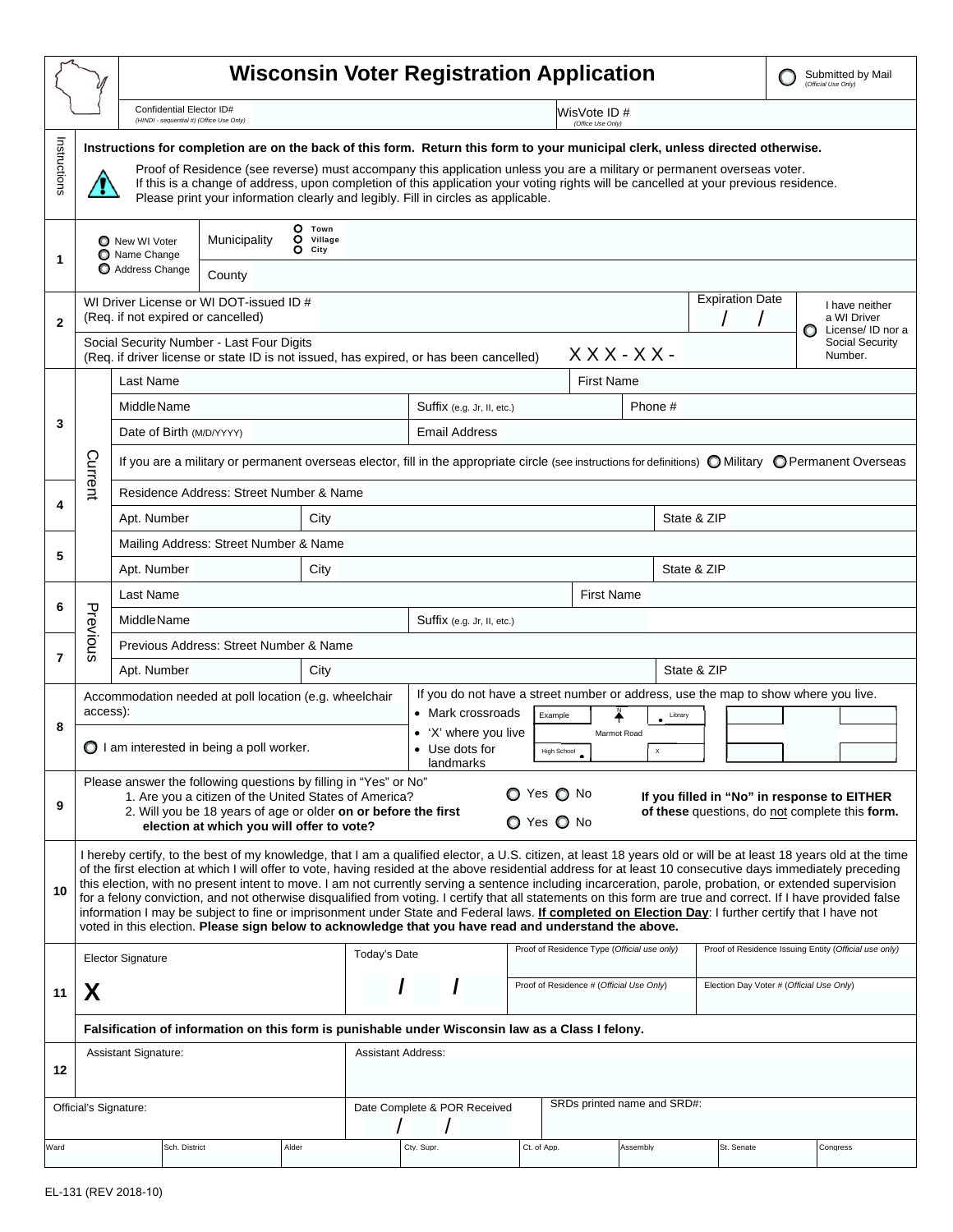# Wisconsin Voter Registration Application

○ Submitted by Mail *(Official Use Only)*

Confidential Elector ID# *(HINDI - sequential #) (Office Use Only)*

WisVote ID # *(Office Use Only)*

## Instructions

**Instructions for completion are on the back of this form. Return this form to your municipal clerk, unless directed otherwise.**

Proof of Residence (see reverse) must accompany this application unless you are a military or permanent overseas voter.
If this is a change of address, upon completion of this application your voting rights will be cancelled at your previous residence.
Please print your information clearly and legibly. Fill in circles as applicable.

## 1

○ New WI Voter
○ Name Change
○ Address Change

Municipality ○ Town ○ Village ○ City

County

## 2

WI Driver License or WI DOT-issued ID # (Req. if not expired or cancelled)

Expiration Date / /

Social Security Number - Last Four Digits (Req. if driver license or state ID is not issued, has expired, or has been cancelled) XXX - XX -

○ I have neither a WI Driver License/ ID nor a Social Security Number.

## Current

### 3

| Last Name | | First Name | |
|---|---|---|---|
| Middle Name | Suffix (e.g. Jr, II, etc.) | Phone # | |
| Date of Birth (M/D/YYYY) | Email Address | | |

If you are a military or permanent overseas elector, fill in the appropriate circle (see instructions for definitions) ○ Military ○ Permanent Overseas

### 4

Residence Address: Street Number & Name

| Apt. Number | City | State & ZIP |
|---|---|---|

### 5

Mailing Address: Street Number & Name

| Apt. Number | City | State & ZIP |
|---|---|---|

## Previous

### 6

| Last Name | | First Name |
|---|---|---|
| Middle Name | Suffix (e.g. Jr, II, etc.) | |

### 7

Previous Address: Street Number & Name

| Apt. Number | City | State & ZIP |
|---|---|---|

## 8

Accommodation needed at poll location (e.g. wheelchair access):

○ I am interested in being a poll worker.

If you do not have a street number or address, use the map to show where you live.
- Mark crossroads
- 'X' where you live
- Use dots for landmarks

Example: N, Library, Marmot Road, High School, X

## 9

Please answer the following questions by filling in "Yes" or No"
1. Are you a citizen of the United States of America? ○ Yes ○ No
2. Will you be 18 years of age or older **on or before the first election at which you will offer to vote?** ○ Yes ○ No

**If you filled in "No" in response to EITHER of these** questions, do not complete this **form.**

## 10

I hereby certify, to the best of my knowledge, that I am a qualified elector, a U.S. citizen, at least 18 years old or will be at least 18 years old at the time of the first election at which I will offer to vote, having resided at the above residential address for at least 10 consecutive days immediately preceding this election, with no present intent to move. I am not currently serving a sentence including incarceration, parole, probation, or extended supervision for a felony conviction, and not otherwise disqualified from voting. I certify that all statements on this form are true and correct. If I have provided false information I may be subject to fine or imprisonment under State and Federal laws. **If completed on Election Day**: I further certify that I have not voted in this election. **Please sign below to acknowledge that you have read and understand the above.**

## 11

| Elector Signature | Today's Date | Proof of Residence Type (*Official use only*) | Proof of Residence Issuing Entity (*Official use only*) |
|---|---|---|---|
| X | / / | Proof of Residence # (*Official Use Only*) | Election Day Voter # (*Official Use Only*) |

**Falsification of information on this form is punishable under Wisconsin law as a Class I felony.**

## 12

| Assistant Signature: | Assistant Address: |
|---|---|

| Official's Signature: | Date Complete & POR Received / / | SRDs printed name and SRD#: |
|---|---|---|

| Ward | Sch. District | Alder | Cty. Supr. | Ct. of App. | Assembly | St. Senate | Congress |
|---|---|---|---|---|---|---|---|

EL-131 (REV 2018-10)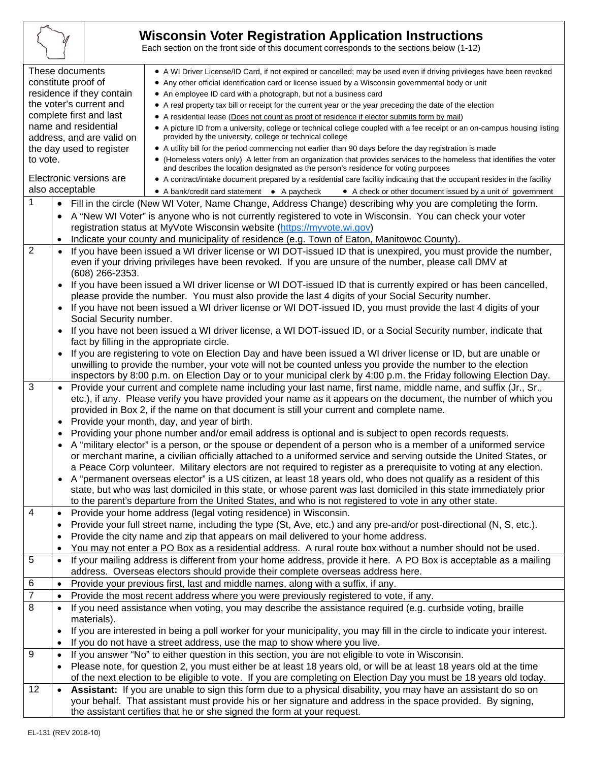# Wisconsin Voter Registration Application Instructions

Each section on the front side of this document corresponds to the sections below (1-12)

| | |
|---|---|
| These documents constitute proof of residence if they contain the voter's current and complete first and last name and residential address, and are valid on the day used to register to vote.<br><br>Electronic versions are also acceptable | • A WI Driver License/ID Card, if not expired or cancelled; may be used even if driving privileges have been revoked<br>• Any other official identification card or license issued by a Wisconsin governmental body or unit<br>• An employee ID card with a photograph, but not a business card<br>• A real property tax bill or receipt for the current year or the year preceding the date of the election<br>• A residential lease (Does not count as proof of residence if elector submits form by mail)<br>• A picture ID from a university, college or technical college coupled with a fee receipt or an on-campus housing listing provided by the university, college or technical college<br>• A utility bill for the period commencing not earlier than 90 days before the day registration is made<br>• (Homeless voters only) A letter from an organization that provides services to the homeless that identifies the voter and describes the location designated as the person's residence for voting purposes<br>• A contract/intake document prepared by a residential care facility indicating that the occupant resides in the facility<br>• A bank/credit card statement • A paycheck • A check or other document issued by a unit of government |
| 1 | • Fill in the circle (New WI Voter, Name Change, Address Change) describing why you are completing the form.<br>• A "New WI Voter" is anyone who is not currently registered to vote in Wisconsin. You can check your voter registration status at MyVote Wisconsin website (https://myvote.wi.gov)<br>• Indicate your county and municipality of residence (e.g. Town of Eaton, Manitowoc County). |
| 2 | • If you have been issued a WI driver license or WI DOT-issued ID that is unexpired, you must provide the number, even if your driving privileges have been revoked. If you are unsure of the number, please call DMV at (608) 266-2353.<br>• If you have been issued a WI driver license or WI DOT-issued ID that is currently expired or has been cancelled, please provide the number. You must also provide the last 4 digits of your Social Security number.<br>• If you have not been issued a WI driver license or WI DOT-issued ID, you must provide the last 4 digits of your Social Security number.<br>• If you have not been issued a WI driver license, a WI DOT-issued ID, or a Social Security number, indicate that fact by filling in the appropriate circle.<br>• If you are registering to vote on Election Day and have been issued a WI driver license or ID, but are unable or unwilling to provide the number, your vote will not be counted unless you provide the number to the election inspectors by 8:00 p.m. on Election Day or to your municipal clerk by 4:00 p.m. the Friday following Election Day. |
| 3 | • Provide your current and complete name including your last name, first name, middle name, and suffix (Jr., Sr., etc.), if any. Please verify you have provided your name as it appears on the document, the number of which you provided in Box 2, if the name on that document is still your current and complete name.<br>• Provide your month, day, and year of birth.<br>• Providing your phone number and/or email address is optional and is subject to open records requests.<br>• A "military elector" is a person, or the spouse or dependent of a person who is a member of a uniformed service or merchant marine, a civilian officially attached to a uniformed service and serving outside the United States, or a Peace Corp volunteer. Military electors are not required to register as a prerequisite to voting at any election.<br>• A "permanent overseas elector" is a US citizen, at least 18 years old, who does not qualify as a resident of this state, but who was last domiciled in this state, or whose parent was last domiciled in this state immediately prior to the parent's departure from the United States, and who is not registered to vote in any other state. |
| 4 | • Provide your home address (legal voting residence) in Wisconsin.<br>• Provide your full street name, including the type (St, Ave, etc.) and any pre-and/or post-directional (N, S, etc.).<br>• Provide the city name and zip that appears on mail delivered to your home address.<br>• You may not enter a PO Box as a residential address. A rural route box without a number should not be used. |
| 5 | • If your mailing address is different from your home address, provide it here. A PO Box is acceptable as a mailing address. Overseas electors should provide their complete overseas address here. |
| 6 | • Provide your previous first, last and middle names, along with a suffix, if any. |
| 7 | • Provide the most recent address where you were previously registered to vote, if any. |
| 8 | • If you need assistance when voting, you may describe the assistance required (e.g. curbside voting, braille materials).<br>• If you are interested in being a poll worker for your municipality, you may fill in the circle to indicate your interest.<br>• If you do not have a street address, use the map to show where you live. |
| 9 | • If you answer "No" to either question in this section, you are not eligible to vote in Wisconsin.<br>• Please note, for question 2, you must either be at least 18 years old, or will be at least 18 years old at the time of the next election to be eligible to vote. If you are completing on Election Day you must be 18 years old today. |
| 12 | • **Assistant:** If you are unable to sign this form due to a physical disability, you may have an assistant do so on your behalf. That assistant must provide his or her signature and address in the space provided. By signing, the assistant certifies that he or she signed the form at your request. |

EL-131 (REV 2018-10)